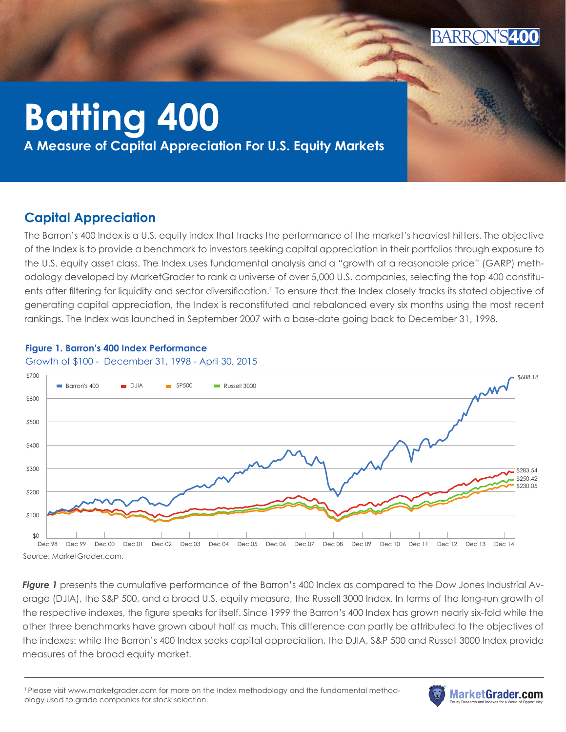# Batting 400

**A Measure of Capital Appreciation For U.S. Equity Markets**

## Capital Appreciation

The Barron's 400 Index is a U.S. equity index that tracks the performance of the market's heaviest hitters. The objective of the Index is to provide a benchmark to investors seeking capital appreciation in their portfolios through exposure to the U.S. equity asset class. The Index uses fundamental analysis and a "growth at a reasonable price" (GARP) methodology developed by MarketGrader to rank a universe of over 5,000 U.S. companies, selecting the top 400 constituents after filtering for liquidity and sector diversification.[1] To ensure that the Index closely tracks its stated objective of generating capital appreciation, the Index is reconstituted and rebalanced every six months using the most recent rankings. The Index was launched in September 2007 with a base-date going back to December 31, 1998.

**Figure 1. Barron's 400 Index Performance**

Growth of $100 - December 31, 1998 - April 30, 2015

Source: MarketGrader.com.

***Figure 1*** presents the cumulative performance of the Barron's 400 Index as compared to the Dow Jones Industrial Average (DJIA), the S&P 500, and a broad U.S. equity measure, the Russell 3000 Index. In terms of the long-run growth of the respective indexes, the figure speaks for itself. Since 1999 the Barron's 400 Index has grown nearly six-fold while the other three benchmarks have grown about half as much. This difference can partly be attributed to the objectives of the indexes: while the Barron's 400 Index seeks capital appreciation, the DJIA, S&P 500 and Russell 3000 Index provide measures of the broad equity market.

[1] Please visit www.marketgrader.com for more on the Index methodology and the fundamental methodology used to grade companies for stock selection.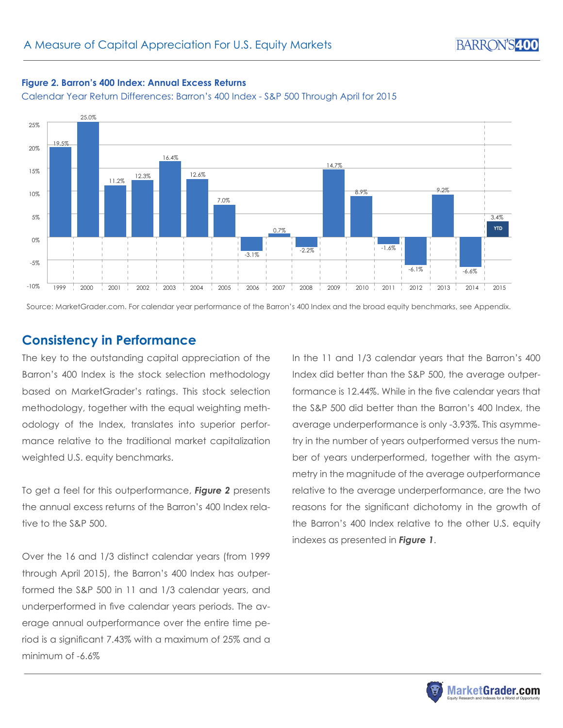**Figure 2. Barron's 400 Index: Annual Excess Returns**

Calendar Year Return Differences: Barron's 400 Index - S&P 500 Through April for 2015

| Year | Excess Return |
|---|---|
| 1999 | 19.5% |
| 2000 | 25.0% |
| 2001 | 11.2% |
| 2002 | 12.3% |
| 2003 | 16.4% |
| 2004 | 12.6% |
| 2005 | 7.0% |
| 2006 | -3.1% |
| 2007 | 0.7% |
| 2008 | -2.2% |
| 2009 | 14.7% |
| 2010 | 8.9% |
| 2011 | -1.6% |
| 2012 | -6.1% |
| 2013 | 9.2% |
| 2014 | -6.6% |
| 2015 (YTD) | 3.4% |

Source: MarketGrader.com. For calendar year performance of the Barron's 400 Index and the broad equity benchmarks, see Appendix.

## Consistency in Performance

The key to the outstanding capital appreciation of the Barron's 400 Index is the stock selection methodology based on MarketGrader's ratings. This stock selection methodology, together with the equal weighting methodology of the Index, translates into superior performance relative to the traditional market capitalization weighted U.S. equity benchmarks.

To get a feel for this outperformance, ***Figure 2*** presents the annual excess returns of the Barron's 400 Index relative to the S&P 500.

Over the 16 and 1/3 distinct calendar years (from 1999 through April 2015), the Barron's 400 Index has outperformed the S&P 500 in 11 and 1/3 calendar years, and underperformed in five calendar years periods. The average annual outperformance over the entire time period is a significant 7.43% with a maximum of 25% and a minimum of -6.6%

In the 11 and 1/3 calendar years that the Barron's 400 Index did better than the S&P 500, the average outperformance is 12.44%. While in the five calendar years that the S&P 500 did better than the Barron's 400 Index, the average underperformance is only -3.93%. This asymmetry in the number of years outperformed versus the number of years underperformed, together with the asymmetry in the magnitude of the average outperformance relative to the average underperformance, are the two reasons for the significant dichotomy in the growth of the Barron's 400 Index relative to the other U.S. equity indexes as presented in ***Figure 1***.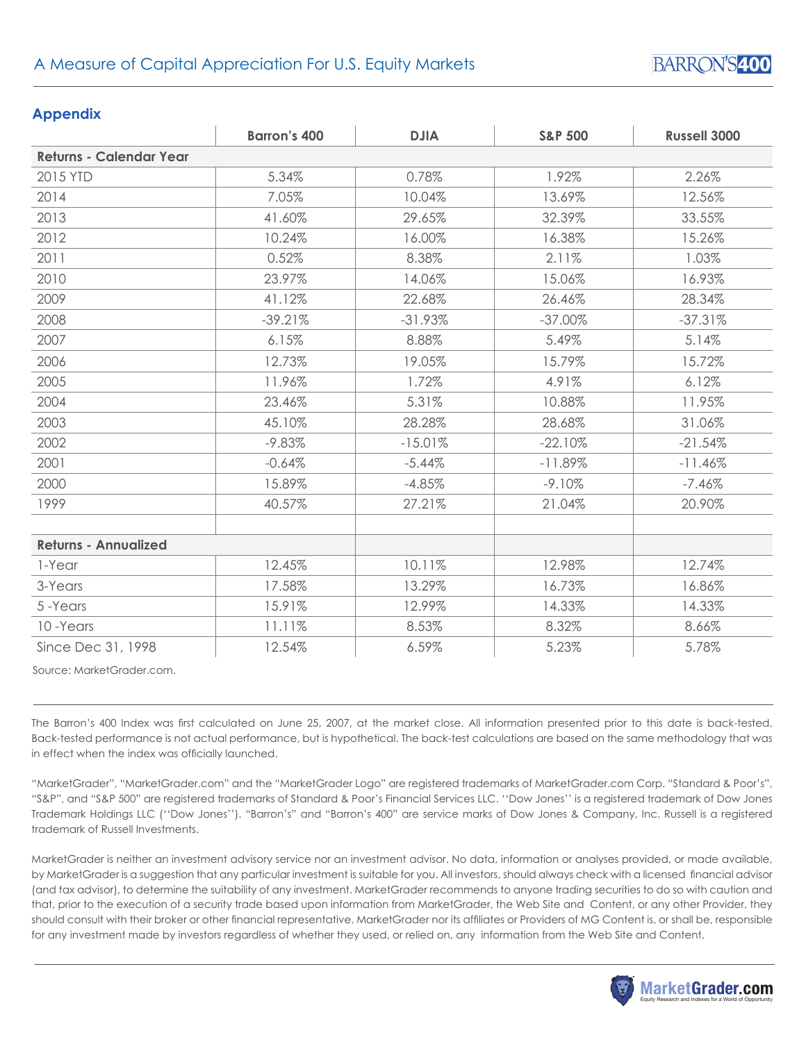## Appendix

| | Barron's 400 | DJIA | S&P 500 | Russell 3000 |
|---|---|---|---|---|
| **Returns - Calendar Year** | | | | |
| 2015 YTD | 5.34% | 0.78% | 1.92% | 2.26% |
| 2014 | 7.05% | 10.04% | 13.69% | 12.56% |
| 2013 | 41.60% | 29.65% | 32.39% | 33.55% |
| 2012 | 10.24% | 16.00% | 16.38% | 15.26% |
| 2011 | 0.52% | 8.38% | 2.11% | 1.03% |
| 2010 | 23.97% | 14.06% | 15.06% | 16.93% |
| 2009 | 41.12% | 22.68% | 26.46% | 28.34% |
| 2008 | -39.21% | -31.93% | -37.00% | -37.31% |
| 2007 | 6.15% | 8.88% | 5.49% | 5.14% |
| 2006 | 12.73% | 19.05% | 15.79% | 15.72% |
| 2005 | 11.96% | 1.72% | 4.91% | 6.12% |
| 2004 | 23.46% | 5.31% | 10.88% | 11.95% |
| 2003 | 45.10% | 28.28% | 28.68% | 31.06% |
| 2002 | -9.83% | -15.01% | -22.10% | -21.54% |
| 2001 | -0.64% | -5.44% | -11.89% | -11.46% |
| 2000 | 15.89% | -4.85% | -9.10% | -7.46% |
| 1999 | 40.57% | 27.21% | 21.04% | 20.90% |
| | | | | |
| **Returns - Annualized** | | | | |
| 1-Year | 12.45% | 10.11% | 12.98% | 12.74% |
| 3-Years | 17.58% | 13.29% | 16.73% | 16.86% |
| 5 -Years | 15.91% | 12.99% | 14.33% | 14.33% |
| 10 -Years | 11.11% | 8.53% | 8.32% | 8.66% |
| Since Dec 31, 1998 | 12.54% | 6.59% | 5.23% | 5.78% |

Source: MarketGrader.com.

The Barron's 400 Index was first calculated on June 25, 2007, at the market close. All information presented prior to this date is back-tested. Back-tested performance is not actual performance, but is hypothetical. The back-test calculations are based on the same methodology that was in effect when the index was officially launched.

"MarketGrader", "MarketGrader.com" and the "MarketGrader Logo" are registered trademarks of MarketGrader.com Corp. "Standard & Poor's", "S&P", and "S&P 500" are registered trademarks of Standard & Poor's Financial Services LLC. ''Dow Jones'' is a registered trademark of Dow Jones Trademark Holdings LLC (''Dow Jones''). "Barron's" and "Barron's 400" are service marks of Dow Jones & Company, Inc. Russell is a registered trademark of Russell Investments.

MarketGrader is neither an investment advisory service nor an investment advisor. No data, information or analyses provided, or made available, by MarketGrader is a suggestion that any particular investment is suitable for you. All investors, should always check with a licensed financial advisor (and tax advisor), to determine the suitability of any investment. MarketGrader recommends to anyone trading securities to do so with caution and that, prior to the execution of a security trade based upon information from MarketGrader, the Web Site and Content, or any other Provider, they should consult with their broker or other financial representative. MarketGrader nor its affiliates or Providers of MG Content is, or shall be, responsible for any investment made by investors regardless of whether they used, or relied on, any information from the Web Site and Content.

MarketGrader.com
Equity Research and Indexes for a World of Opportunity